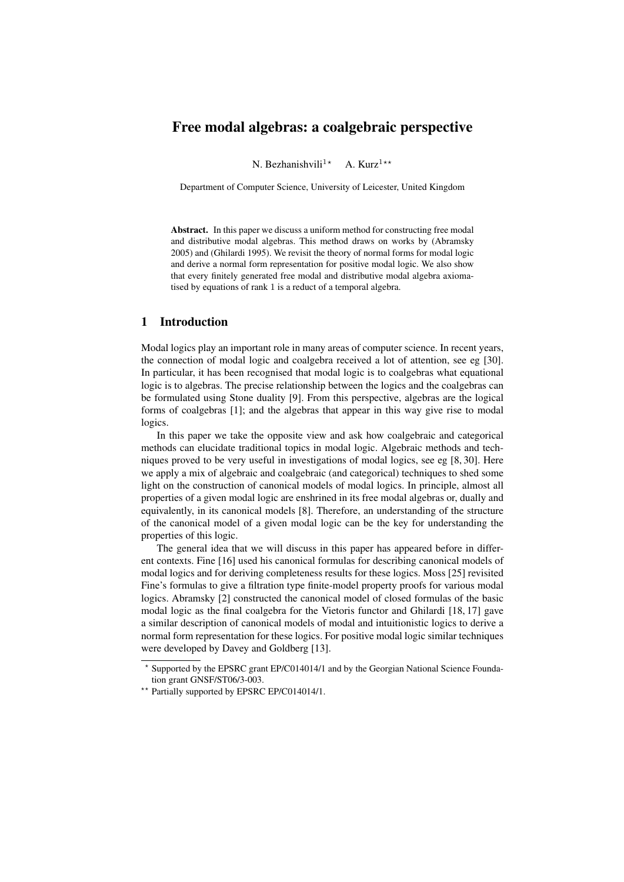# Free modal algebras: a coalgebraic perspective

N. Bezhanishvili[1 ⋆] A. Kurz[1 ⋆⋆]

Department of Computer Science, University of Leicester, United Kingdom

**Abstract.** In this paper we discuss a uniform method for constructing free modal and distributive modal algebras. This method draws on works by (Abramsky 2005) and (Ghilardi 1995). We revisit the theory of normal forms for modal logic and derive a normal form representation for positive modal logic. We also show that every finitely generated free modal and distributive modal algebra axiomatised by equations of rank 1 is a reduct of a temporal algebra.

## 1 Introduction

Modal logics play an important role in many areas of computer science. In recent years, the connection of modal logic and coalgebra received a lot of attention, see eg [30]. In particular, it has been recognised that modal logic is to coalgebras what equational logic is to algebras. The precise relationship between the logics and the coalgebras can be formulated using Stone duality [9]. From this perspective, algebras are the logical forms of coalgebras [1]; and the algebras that appear in this way give rise to modal logics.

In this paper we take the opposite view and ask how coalgebraic and categorical methods can elucidate traditional topics in modal logic. Algebraic methods and techniques proved to be very useful in investigations of modal logics, see eg [8, 30]. Here we apply a mix of algebraic and coalgebraic (and categorical) techniques to shed some light on the construction of canonical models of modal logics. In principle, almost all properties of a given modal logic are enshrined in its free modal algebras or, dually and equivalently, in its canonical models [8]. Therefore, an understanding of the structure of the canonical model of a given modal logic can be the key for understanding the properties of this logic.

The general idea that we will discuss in this paper has appeared before in different contexts. Fine [16] used his canonical formulas for describing canonical models of modal logics and for deriving completeness results for these logics. Moss [25] revisited Fine's formulas to give a filtration type finite-model property proofs for various modal logics. Abramsky [2] constructed the canonical model of closed formulas of the basic modal logic as the final coalgebra for the Vietoris functor and Ghilardi [18, 17] gave a similar description of canonical models of modal and intuitionistic logics to derive a normal form representation for these logics. For positive modal logic similar techniques were developed by Davey and Goldberg [13].

⋆ Supported by the EPSRC grant EP/C014014/1 and by the Georgian National Science Foundation grant GNSF/ST06/3-003.

⋆⋆ Partially supported by EPSRC EP/C014014/1.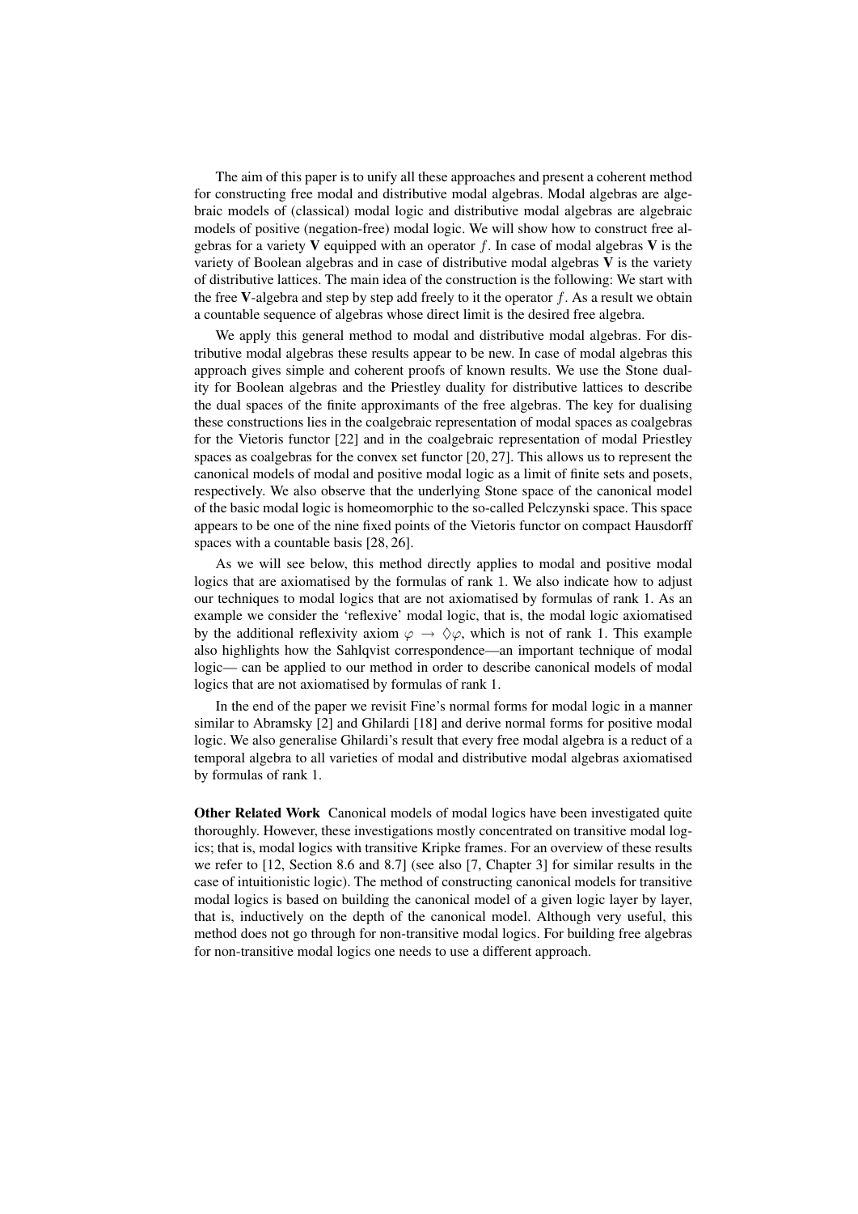The aim of this paper is to unify all these approaches and present a coherent method for constructing free modal and distributive modal algebras. Modal algebras are algebraic models of (classical) modal logic and distributive modal algebras are algebraic models of positive (negation-free) modal logic. We will show how to construct free algebras for a variety $\mathbf{V}$ equipped with an operator $f$. In case of modal algebras $\mathbf{V}$ is the variety of Boolean algebras and in case of distributive modal algebras $\mathbf{V}$ is the variety of distributive lattices. The main idea of the construction is the following: We start with the free $\mathbf{V}$-algebra and step by step add freely to it the operator $f$. As a result we obtain a countable sequence of algebras whose direct limit is the desired free algebra.

We apply this general method to modal and distributive modal algebras. For distributive modal algebras these results appear to be new. In case of modal algebras this approach gives simple and coherent proofs of known results. We use the Stone duality for Boolean algebras and the Priestley duality for distributive lattices to describe the dual spaces of the finite approximants of the free algebras. The key for dualising these constructions lies in the coalgebraic representation of modal spaces as coalgebras for the Vietoris functor [22] and in the coalgebraic representation of modal Priestley spaces as coalgebras for the convex set functor [20, 27]. This allows us to represent the canonical models of modal and positive modal logic as a limit of finite sets and posets, respectively. We also observe that the underlying Stone space of the canonical model of the basic modal logic is homeomorphic to the so-called Pelczynski space. This space appears to be one of the nine fixed points of the Vietoris functor on compact Hausdorff spaces with a countable basis [28, 26].

As we will see below, this method directly applies to modal and positive modal logics that are axiomatised by the formulas of rank 1. We also indicate how to adjust our techniques to modal logics that are not axiomatised by formulas of rank 1. As an example we consider the 'reflexive' modal logic, that is, the modal logic axiomatised by the additional reflexivity axiom $\varphi \rightarrow \Diamond\varphi$, which is not of rank 1. This example also highlights how the Sahlqvist correspondence—an important technique of modal logic— can be applied to our method in order to describe canonical models of modal logics that are not axiomatised by formulas of rank 1.

In the end of the paper we revisit Fine's normal forms for modal logic in a manner similar to Abramsky [2] and Ghilardi [18] and derive normal forms for positive modal logic. We also generalise Ghilardi's result that every free modal algebra is a reduct of a temporal algebra to all varieties of modal and distributive modal algebras axiomatised by formulas of rank 1.

**Other Related Work** Canonical models of modal logics have been investigated quite thoroughly. However, these investigations mostly concentrated on transitive modal logics; that is, modal logics with transitive Kripke frames. For an overview of these results we refer to [12, Section 8.6 and 8.7] (see also [7, Chapter 3] for similar results in the case of intuitionistic logic). The method of constructing canonical models for transitive modal logics is based on building the canonical model of a given logic layer by layer, that is, inductively on the depth of the canonical model. Although very useful, this method does not go through for non-transitive modal logics. For building free algebras for non-transitive modal logics one needs to use a different approach.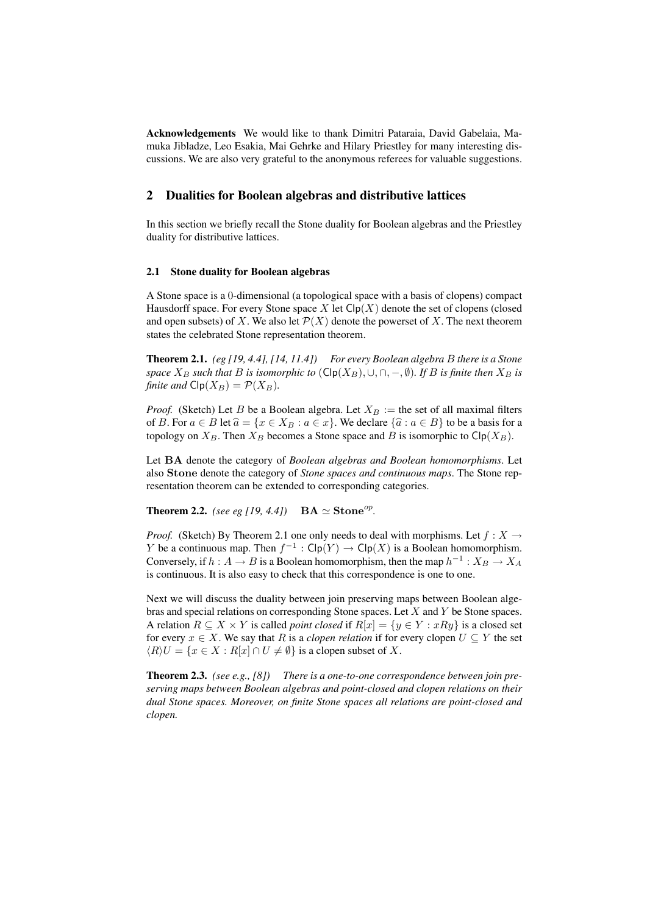**Acknowledgements** We would like to thank Dimitri Pataraia, David Gabelaia, Mamuka Jibladze, Leo Esakia, Mai Gehrke and Hilary Priestley for many interesting discussions. We are also very grateful to the anonymous referees for valuable suggestions.

## 2 Dualities for Boolean algebras and distributive lattices

In this section we briefly recall the Stone duality for Boolean algebras and the Priestley duality for distributive lattices.

### 2.1 Stone duality for Boolean algebras

A Stone space is a 0-dimensional (a topological space with a basis of clopens) compact Hausdorff space. For every Stone space $X$ let $\mathsf{Clp}(X)$ denote the set of clopens (closed and open subsets) of $X$. We also let $\mathcal{P}(X)$ denote the powerset of $X$. The next theorem states the celebrated Stone representation theorem.

**Theorem 2.1.** *(eg [19, 4.4], [14, 11.4]) For every Boolean algebra $B$ there is a Stone space $X_B$ such that $B$ is isomorphic to $(\mathsf{Clp}(X_B), \cup, \cap, -, \emptyset)$. If $B$ is finite then $X_B$ is finite and $\mathsf{Clp}(X_B) = \mathcal{P}(X_B)$.*

*Proof.* (Sketch) Let $B$ be a Boolean algebra. Let $X_B :=$ the set of all maximal filters of $B$. For $a \in B$ let $\widehat{a} = \{x \in X_B : a \in x\}$. We declare $\{\widehat{a} : a \in B\}$ to be a basis for a topology on $X_B$. Then $X_B$ becomes a Stone space and $B$ is isomorphic to $\mathsf{Clp}(X_B)$.

Let $\mathbf{BA}$ denote the category of *Boolean algebras and Boolean homomorphisms*. Let also $\mathbf{Stone}$ denote the category of *Stone spaces and continuous maps*. The Stone representation theorem can be extended to corresponding categories.

**Theorem 2.2.** *(see eg [19, 4.4])* $\mathbf{BA} \simeq \mathbf{Stone}^{op}$.

*Proof.* (Sketch) By Theorem 2.1 one only needs to deal with morphisms. Let $f : X \to Y$ be a continuous map. Then $f^{-1} : \mathsf{Clp}(Y) \to \mathsf{Clp}(X)$ is a Boolean homomorphism. Conversely, if $h : A \to B$ is a Boolean homomorphism, then the map $h^{-1} : X_B \to X_A$ is continuous. It is also easy to check that this correspondence is one to one.

Next we will discuss the duality between join preserving maps between Boolean algebras and special relations on corresponding Stone spaces. Let $X$ and $Y$ be Stone spaces. A relation $R \subseteq X \times Y$ is called *point closed* if $R[x] = \{y \in Y : xRy\}$ is a closed set for every $x \in X$. We say that $R$ is a *clopen relation* if for every clopen $U \subseteq Y$ the set $\langle R \rangle U = \{x \in X : R[x] \cap U \neq \emptyset\}$ is a clopen subset of $X$.

**Theorem 2.3.** *(see e.g., [8]) There is a one-to-one correspondence between join preserving maps between Boolean algebras and point-closed and clopen relations on their dual Stone spaces. Moreover, on finite Stone spaces all relations are point-closed and clopen.*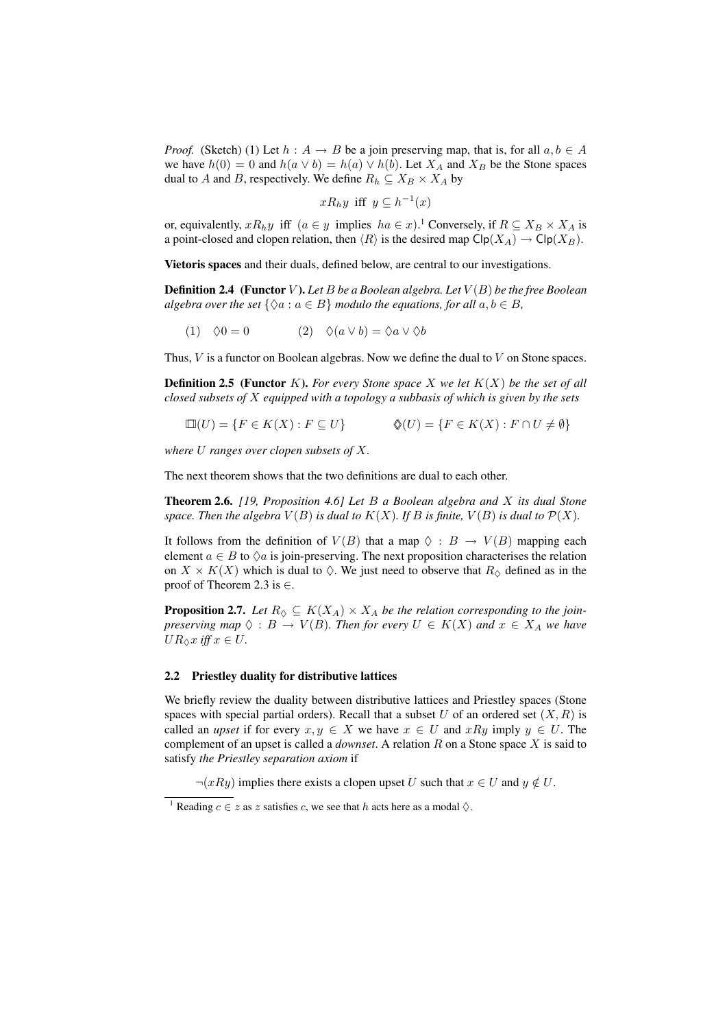*Proof.* (Sketch) (1) Let $h : A \to B$ be a join preserving map, that is, for all $a, b \in A$ we have $h(0) = 0$ and $h(a \vee b) = h(a) \vee h(b)$. Let $X_A$ and $X_B$ be the Stone spaces dual to $A$ and $B$, respectively. We define $R_h \subseteq X_B \times X_A$ by

$$xR_h y \text{ iff } y \subseteq h^{-1}(x)$$

or, equivalently, $xR_h y$ iff ($a \in y$ implies $ha \in x$).[1] Conversely, if $R \subseteq X_B \times X_A$ is a point-closed and clopen relation, then $\langle R \rangle$ is the desired map $\mathsf{Clp}(X_A) \to \mathsf{Clp}(X_B)$.

**Vietoris spaces** and their duals, defined below, are central to our investigations.

**Definition 2.4 (Functor $V$).** *Let $B$ be a Boolean algebra. Let $V(B)$ be the free Boolean algebra over the set $\{\Diamond a : a \in B\}$ modulo the equations, for all $a, b \in B$,*

$$(1) \quad \Diamond 0 = 0 \qquad\qquad (2) \quad \Diamond(a \vee b) = \Diamond a \vee \Diamond b$$

Thus, $V$ is a functor on Boolean algebras. Now we define the dual to $V$ on Stone spaces.

**Definition 2.5 (Functor $K$).** *For every Stone space $X$ we let $K(X)$ be the set of all closed subsets of $X$ equipped with a topology a subbasis of which is given by the sets*

$$\Box(U) = \{F \in K(X) : F \subseteq U\} \qquad\qquad \Diamond(U) = \{F \in K(X) : F \cap U \neq \emptyset\}$$

*where $U$ ranges over clopen subsets of $X$.*

The next theorem shows that the two definitions are dual to each other.

**Theorem 2.6.** *[19, Proposition 4.6] Let $B$ a Boolean algebra and $X$ its dual Stone space. Then the algebra $V(B)$ is dual to $K(X)$. If $B$ is finite, $V(B)$ is dual to $\mathcal{P}(X)$.*

It follows from the definition of $V(B)$ that a map $\Diamond : B \to V(B)$ mapping each element $a \in B$ to $\Diamond a$ is join-preserving. The next proposition characterises the relation on $X \times K(X)$ which is dual to $\Diamond$. We just need to observe that $R_\Diamond$ defined as in the proof of Theorem 2.3 is $\in$.

**Proposition 2.7.** *Let $R_\Diamond \subseteq K(X_A) \times X_A$ be the relation corresponding to the join-preserving map $\Diamond : B \to V(B)$. Then for every $U \in K(X)$ and $x \in X_A$ we have $UR_\Diamond x$ iff $x \in U$.*

### 2.2 Priestley duality for distributive lattices

We briefly review the duality between distributive lattices and Priestley spaces (Stone spaces with special partial orders). Recall that a subset $U$ of an ordered set $(X, R)$ is called an *upset* if for every $x, y \in X$ we have $x \in U$ and $xRy$ imply $y \in U$. The complement of an upset is called a *downset*. A relation $R$ on a Stone space $X$ is said to satisfy *the Priestley separation axiom* if

$\neg(xRy)$ implies there exists a clopen upset $U$ such that $x \in U$ and $y \notin U$.

[1] Reading $c \in z$ as $z$ satisfies $c$, we see that $h$ acts here as a modal $\Diamond$.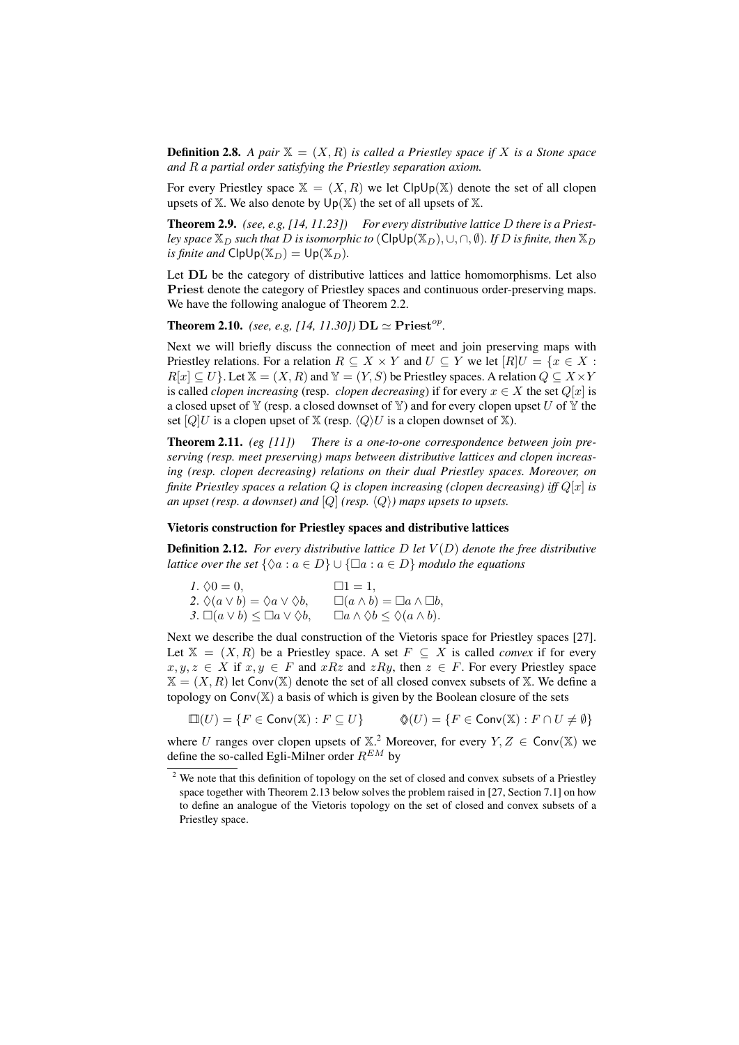**Definition 2.8.** *A pair $\mathbb{X} = (X, R)$ is called a Priestley space if $X$ is a Stone space and $R$ a partial order satisfying the Priestley separation axiom.*

For every Priestley space $\mathbb{X} = (X, R)$ we let $\mathsf{ClpUp}(\mathbb{X})$ denote the set of all clopen upsets of $\mathbb{X}$. We also denote by $\mathsf{Up}(\mathbb{X})$ the set of all upsets of $\mathbb{X}$.

**Theorem 2.9.** *(see, e.g, [14, 11.23]) For every distributive lattice $D$ there is a Priestley space $\mathbb{X}_D$ such that $D$ is isomorphic to $(\mathsf{ClpUp}(\mathbb{X}_D), \cup, \cap, \emptyset)$. If $D$ is finite, then $\mathbb{X}_D$ is finite and $\mathsf{ClpUp}(\mathbb{X}_D) = \mathsf{Up}(\mathbb{X}_D)$.*

Let $\mathbf{DL}$ be the category of distributive lattices and lattice homomorphisms. Let also $\mathbf{Priest}$ denote the category of Priestley spaces and continuous order-preserving maps. We have the following analogue of Theorem 2.2.

**Theorem 2.10.** *(see, e.g, [14, 11.30])* $\mathbf{DL} \simeq \mathbf{Priest}^{op}$.

Next we will briefly discuss the connection of meet and join preserving maps with Priestley relations. For a relation $R \subseteq X \times Y$ and $U \subseteq Y$ we let $[R]U = \{x \in X : R[x] \subseteq U\}$. Let $\mathbb{X} = (X, R)$ and $\mathbb{Y} = (Y, S)$ be Priestley spaces. A relation $Q \subseteq X \times Y$ is called *clopen increasing* (resp. *clopen decreasing*) if for every $x \in X$ the set $Q[x]$ is a closed upset of $\mathbb{Y}$ (resp. a closed downset of $\mathbb{Y}$) and for every clopen upset $U$ of $\mathbb{Y}$ the set $[Q]U$ is a clopen upset of $\mathbb{X}$ (resp. $\langle Q \rangle U$ is a clopen downset of $\mathbb{X}$).

**Theorem 2.11.** *(eg [11]) There is a one-to-one correspondence between join preserving (resp. meet preserving) maps between distributive lattices and clopen increasing (resp. clopen decreasing) relations on their dual Priestley spaces. Moreover, on finite Priestley spaces a relation $Q$ is clopen increasing (clopen decreasing) iff $Q[x]$ is an upset (resp. a downset) and $[Q]$ (resp. $\langle Q \rangle$) maps upsets to upsets.*

**Vietoris construction for Priestley spaces and distributive lattices**

**Definition 2.12.** *For every distributive lattice $D$ let $V(D)$ denote the free distributive lattice over the set $\{\Diamond a : a \in D\} \cup \{\Box a : a \in D\}$ modulo the equations*

1. $\Diamond 0 = 0$, $\qquad \Box 1 = 1$,
2. $\Diamond(a \vee b) = \Diamond a \vee \Diamond b$, $\qquad \Box(a \wedge b) = \Box a \wedge \Box b$,
3. $\Box(a \vee b) \leq \Box a \vee \Diamond b$, $\qquad \Box a \wedge \Diamond b \leq \Diamond(a \wedge b)$.

Next we describe the dual construction of the Vietoris space for Priestley spaces [27]. Let $\mathbb{X} = (X, R)$ be a Priestley space. A set $F \subseteq X$ is called *convex* if for every $x, y, z \in X$ if $x, y \in F$ and $xRz$ and $zRy$, then $z \in F$. For every Priestley space $\mathbb{X} = (X, R)$ let $\mathsf{Conv}(\mathbb{X})$ denote the set of all closed convex subsets of $\mathbb{X}$. We define a topology on $\mathsf{Conv}(\mathbb{X})$ a basis of which is given by the Boolean closure of the sets

$$\boxdot(U) = \{F \in \mathsf{Conv}(\mathbb{X}) : F \subseteq U\} \qquad \Diamond\!\!\!\Diamond(U) = \{F \in \mathsf{Conv}(\mathbb{X}) : F \cap U \neq \emptyset\}$$

where $U$ ranges over clopen upsets of $\mathbb{X}$.[2] Moreover, for every $Y, Z \in \mathsf{Conv}(\mathbb{X})$ we define the so-called Egli-Milner order $R^{EM}$ by

[2] We note that this definition of topology on the set of closed and convex subsets of a Priestley space together with Theorem 2.13 below solves the problem raised in [27, Section 7.1] on how to define an analogue of the Vietoris topology on the set of closed and convex subsets of a Priestley space.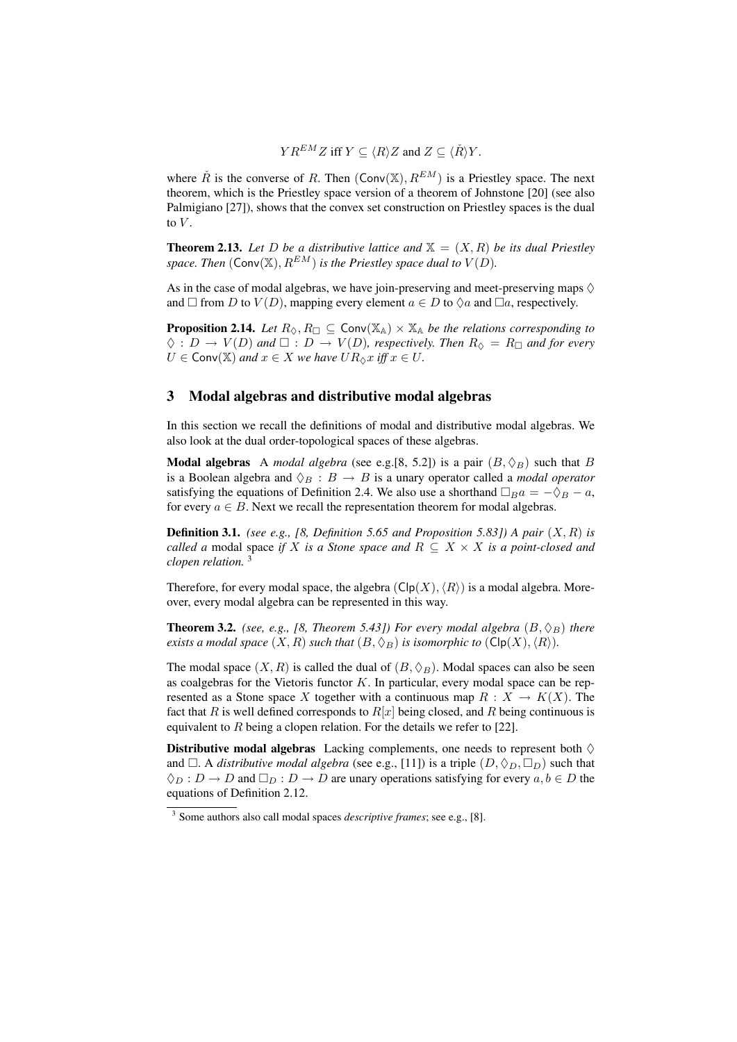$$Y R^{EM} Z \text{ iff } Y \subseteq \langle R \rangle Z \text{ and } Z \subseteq \langle \check{R} \rangle Y.$$

where $\check{R}$ is the converse of $R$. Then $(\mathsf{Conv}(\mathbb{X}), R^{EM})$ is a Priestley space. The next theorem, which is the Priestley space version of a theorem of Johnstone [20] (see also Palmigiano [27]), shows that the convex set construction on Priestley spaces is the dual to $V$.

**Theorem 2.13.** *Let $D$ be a distributive lattice and $\mathbb{X} = (X, R)$ be its dual Priestley space. Then $(\mathsf{Conv}(\mathbb{X}), R^{EM})$ is the Priestley space dual to $V(D)$.*

As in the case of modal algebras, we have join-preserving and meet-preserving maps $\Diamond$ and $\Box$ from $D$ to $V(D)$, mapping every element $a \in D$ to $\Diamond a$ and $\Box a$, respectively.

**Proposition 2.14.** *Let $R_\Diamond, R_\Box \subseteq \mathsf{Conv}(\mathbb{X}_\mathbb{A}) \times \mathbb{X}_\mathbb{A}$ be the relations corresponding to $\Diamond : D \to V(D)$ and $\Box : D \to V(D)$, respectively. Then $R_\Diamond = R_\Box$ and for every $U \in \mathsf{Conv}(\mathbb{X})$ and $x \in X$ we have $U R_\Diamond x$ iff $x \in U$.*

## 3 Modal algebras and distributive modal algebras

In this section we recall the definitions of modal and distributive modal algebras. We also look at the dual order-topological spaces of these algebras.

**Modal algebras** A *modal algebra* (see e.g.[8, 5.2]) is a pair $(B, \Diamond_B)$ such that $B$ is a Boolean algebra and $\Diamond_B : B \to B$ is a unary operator called a *modal operator* satisfying the equations of Definition 2.4. We also use a shorthand $\Box_B a = -\Diamond_B - a$, for every $a \in B$. Next we recall the representation theorem for modal algebras.

**Definition 3.1.** *(see e.g., [8, Definition 5.65 and Proposition 5.83]) A pair $(X, R)$ is called a* modal space *if $X$ is a Stone space and $R \subseteq X \times X$ is a point-closed and clopen relation.* [3]

Therefore, for every modal space, the algebra $(\mathsf{Clp}(X), \langle R \rangle)$ is a modal algebra. Moreover, every modal algebra can be represented in this way.

**Theorem 3.2.** *(see, e.g., [8, Theorem 5.43]) For every modal algebra $(B, \Diamond_B)$ there exists a modal space $(X, R)$ such that $(B, \Diamond_B)$ is isomorphic to $(\mathsf{Clp}(X), \langle R \rangle)$.*

The modal space $(X, R)$ is called the dual of $(B, \Diamond_B)$. Modal spaces can also be seen as coalgebras for the Vietoris functor $K$. In particular, every modal space can be represented as a Stone space $X$ together with a continuous map $R : X \to K(X)$. The fact that $R$ is well defined corresponds to $R[x]$ being closed, and $R$ being continuous is equivalent to $R$ being a clopen relation. For the details we refer to [22].

**Distributive modal algebras** Lacking complements, one needs to represent both $\Diamond$ and $\Box$. A *distributive modal algebra* (see e.g., [11]) is a triple $(D, \Diamond_D, \Box_D)$ such that $\Diamond_D : D \to D$ and $\Box_D : D \to D$ are unary operations satisfying for every $a, b \in D$ the equations of Definition 2.12.

[3] Some authors also call modal spaces *descriptive frames*; see e.g., [8].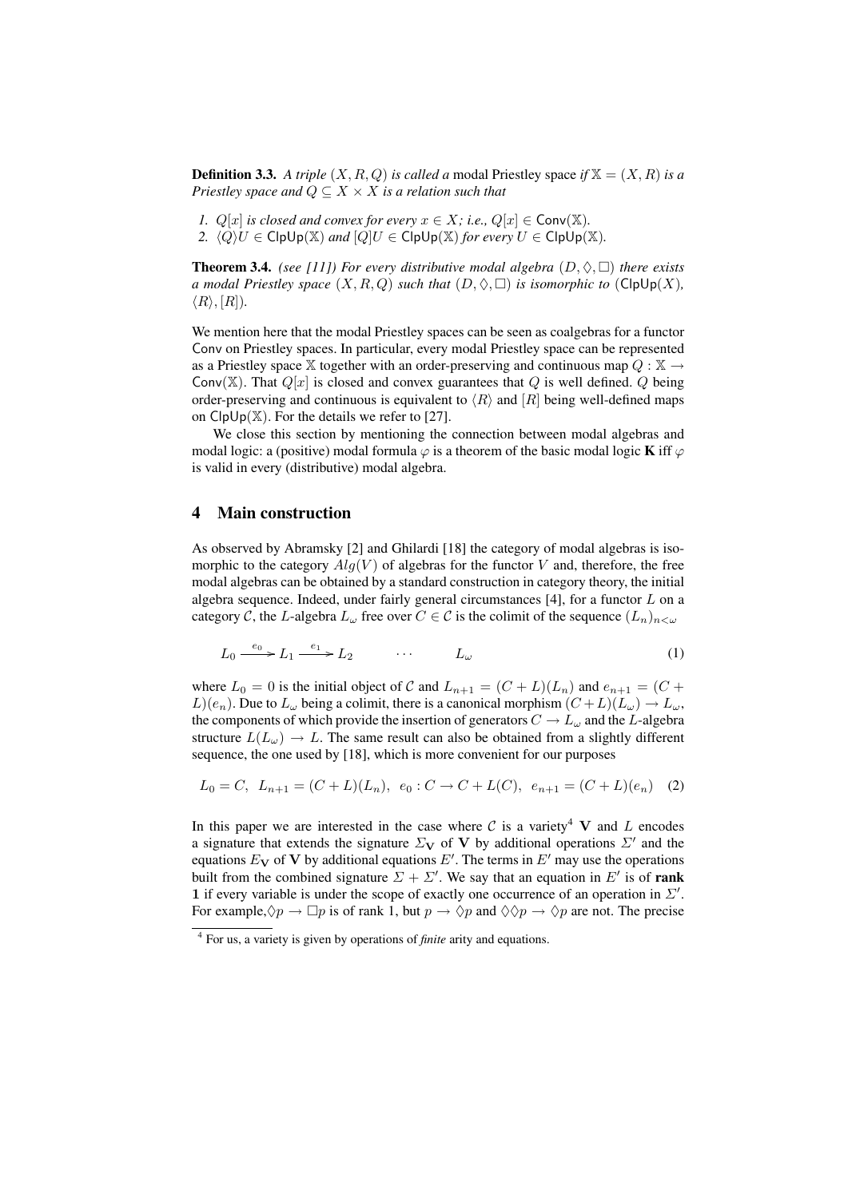**Definition 3.3.** *A triple $(X, R, Q)$ is called a* modal Priestley space *if $\mathbb{X} = (X, R)$ is a Priestley space and $Q \subseteq X \times X$ is a relation such that*

1. *$Q[x]$ is closed and convex for every $x \in X$; i.e., $Q[x] \in \mathsf{Conv}(\mathbb{X})$.*
2. *$\langle Q \rangle U \in \mathsf{ClpUp}(\mathbb{X})$ and $[Q]U \in \mathsf{ClpUp}(\mathbb{X})$ for every $U \in \mathsf{ClpUp}(\mathbb{X})$.*

**Theorem 3.4.** *(see [11]) For every distributive modal algebra $(D, \Diamond, \Box)$ there exists a modal Priestley space $(X, R, Q)$ such that $(D, \Diamond, \Box)$ is isomorphic to $(\mathsf{ClpUp}(X), \langle R \rangle, [R])$.*

We mention here that the modal Priestley spaces can be seen as coalgebras for a functor $\mathsf{Conv}$ on Priestley spaces. In particular, every modal Priestley space can be represented as a Priestley space $\mathbb{X}$ together with an order-preserving and continuous map $Q : \mathbb{X} \to \mathsf{Conv}(\mathbb{X})$. That $Q[x]$ is closed and convex guarantees that $Q$ is well defined. $Q$ being order-preserving and continuous is equivalent to $\langle R \rangle$ and $[R]$ being well-defined maps on $\mathsf{ClpUp}(\mathbb{X})$. For the details we refer to [27].

We close this section by mentioning the connection between modal algebras and modal logic: a (positive) modal formula $\varphi$ is a theorem of the basic modal logic **K** iff $\varphi$ is valid in every (distributive) modal algebra.

## 4 Main construction

As observed by Abramsky [2] and Ghilardi [18] the category of modal algebras is isomorphic to the category $Alg(V)$ of algebras for the functor $V$ and, therefore, the free modal algebras can be obtained by a standard construction in category theory, the initial algebra sequence. Indeed, under fairly general circumstances [4], for a functor $L$ on a category $\mathcal{C}$, the $L$-algebra $L_\omega$ free over $C \in \mathcal{C}$ is the colimit of the sequence $(L_n)_{n<\omega}$

$$L_0 \xrightarrow{e_0} L_1 \xrightarrow{e_1} L_2 \qquad \cdots \qquad L_\omega \tag{1}$$

where $L_0 = 0$ is the initial object of $\mathcal{C}$ and $L_{n+1} = (C + L)(L_n)$ and $e_{n+1} = (C + L)(e_n)$. Due to $L_\omega$ being a colimit, there is a canonical morphism $(C + L)(L_\omega) \to L_\omega$, the components of which provide the insertion of generators $C \to L_\omega$ and the $L$-algebra structure $L(L_\omega) \to L$. The same result can also be obtained from a slightly different sequence, the one used by [18], which is more convenient for our purposes

$$L_0 = C, \;\; L_{n+1} = (C + L)(L_n), \;\; e_0 : C \to C + L(C), \;\; e_{n+1} = (C + L)(e_n) \tag{2}$$

In this paper we are interested in the case where $\mathcal{C}$ is a variety[4] $\mathbf{V}$ and $L$ encodes a signature that extends the signature $\Sigma_{\mathbf{V}}$ of $\mathbf{V}$ by additional operations $\Sigma'$ and the equations $E_{\mathbf{V}}$ of $\mathbf{V}$ by additional equations $E'$. The terms in $E'$ may use the operations built from the combined signature $\Sigma + \Sigma'$. We say that an equation in $E'$ is of **rank 1** if every variable is under the scope of exactly one occurrence of an operation in $\Sigma'$. For example, $\Diamond p \to \Box p$ is of rank 1, but $p \to \Diamond p$ and $\Diamond\Diamond p \to \Diamond p$ are not. The precise

[4] For us, a variety is given by operations of *finite* arity and equations.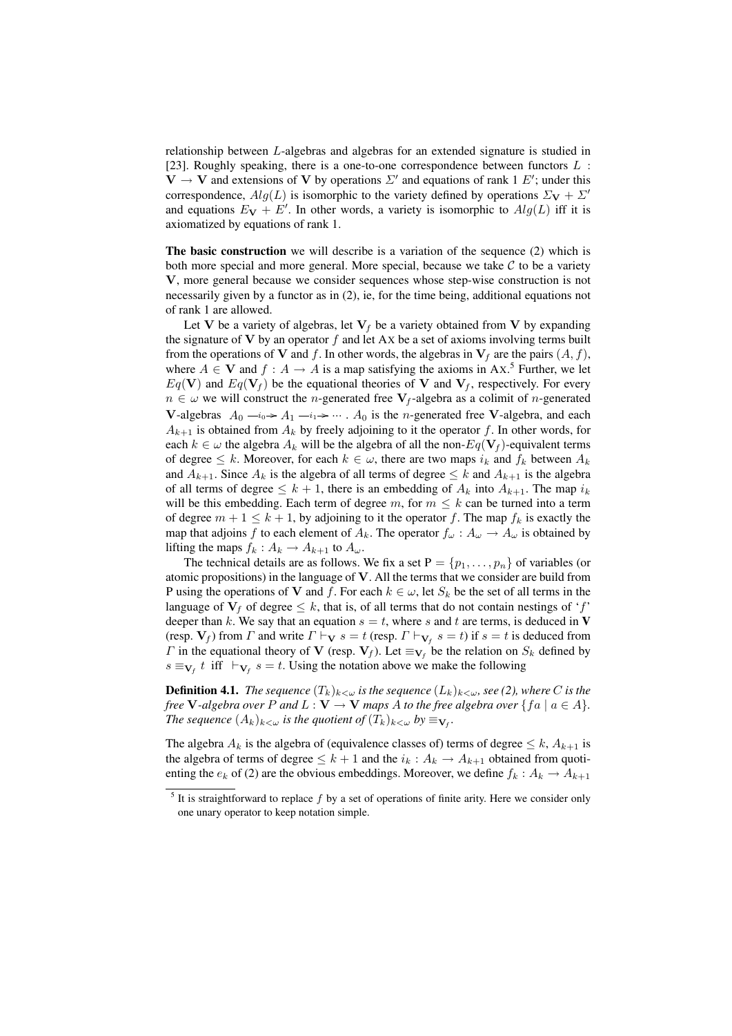relationship between $L$-algebras and algebras for an extended signature is studied in [23]. Roughly speaking, there is a one-to-one correspondence between functors $L : \mathbf{V} \to \mathbf{V}$ and extensions of $\mathbf{V}$ by operations $\Sigma'$ and equations of rank 1 $E'$; under this correspondence, $Alg(L)$ is isomorphic to the variety defined by operations $\Sigma_{\mathbf{V}} + \Sigma'$ and equations $E_{\mathbf{V}} + E'$. In other words, a variety is isomorphic to $Alg(L)$ iff it is axiomatized by equations of rank 1.

**The basic construction** we will describe is a variation of the sequence (2) which is both more special and more general. More special, because we take $\mathcal{C}$ to be a variety $\mathbf{V}$, more general because we consider sequences whose step-wise construction is not necessarily given by a functor as in (2), ie, for the time being, additional equations not of rank 1 are allowed.

Let $\mathbf{V}$ be a variety of algebras, let $\mathbf{V}_f$ be a variety obtained from $\mathbf{V}$ by expanding the signature of $\mathbf{V}$ by an operator $f$ and let AX be a set of axioms involving terms built from the operations of $\mathbf{V}$ and $f$. In other words, the algebras in $\mathbf{V}_f$ are the pairs $(A, f)$, where $A \in \mathbf{V}$ and $f : A \to A$ is a map satisfying the axioms in AX.[5] Further, we let $Eq(\mathbf{V})$ and $Eq(\mathbf{V}_f)$ be the equational theories of $\mathbf{V}$ and $\mathbf{V}_f$, respectively. For every $n \in \omega$ we will construct the $n$-generated free $\mathbf{V}_f$-algebra as a colimit of $n$-generated $\mathbf{V}$-algebras $A_0 \xrightarrow{i_0} A_1 \xrightarrow{i_1} \cdots$ . $A_0$ is the $n$-generated free $\mathbf{V}$-algebra, and each $A_{k+1}$ is obtained from $A_k$ by freely adjoining to it the operator $f$. In other words, for each $k \in \omega$ the algebra $A_k$ will be the algebra of all the non-$Eq(\mathbf{V}_f)$-equivalent terms of degree $\leq k$. Moreover, for each $k \in \omega$, there are two maps $i_k$ and $f_k$ between $A_k$ and $A_{k+1}$. Since $A_k$ is the algebra of all terms of degree $\leq k$ and $A_{k+1}$ is the algebra of all terms of degree $\leq k+1$, there is an embedding of $A_k$ into $A_{k+1}$. The map $i_k$ will be this embedding. Each term of degree $m$, for $m \leq k$ can be turned into a term of degree $m+1 \leq k+1$, by adjoining to it the operator $f$. The map $f_k$ is exactly the map that adjoins $f$ to each element of $A_k$. The operator $f_\omega : A_\omega \to A_\omega$ is obtained by lifting the maps $f_k : A_k \to A_{k+1}$ to $A_\omega$.

The technical details are as follows. We fix a set $\mathrm{P} = \{p_1, \ldots, p_n\}$ of variables (or atomic propositions) in the language of $\mathbf{V}$. All the terms that we consider are build from P using the operations of $\mathbf{V}$ and $f$. For each $k \in \omega$, let $S_k$ be the set of all terms in the language of $\mathbf{V}_f$ of degree $\leq k$, that is, of all terms that do not contain nestings of '$f$' deeper than $k$. We say that an equation $s = t$, where $s$ and $t$ are terms, is deduced in $\mathbf{V}$ (resp. $\mathbf{V}_f$) from $\Gamma$ and write $\Gamma \vdash_{\mathbf{V}} s = t$ (resp. $\Gamma \vdash_{\mathbf{V}_f} s = t$) if $s = t$ is deduced from $\Gamma$ in the equational theory of $\mathbf{V}$ (resp. $\mathbf{V}_f$). Let $\equiv_{\mathbf{V}_f}$ be the relation on $S_k$ defined by $s \equiv_{\mathbf{V}_f} t$ iff $\vdash_{\mathbf{V}_f} s = t$. Using the notation above we make the following

**Definition 4.1.** *The sequence $(T_k)_{k<\omega}$ is the sequence $(L_k)_{k<\omega}$, see (2), where $C$ is the free $\mathbf{V}$-algebra over $P$ and $L : \mathbf{V} \to \mathbf{V}$ maps $A$ to the free algebra over $\{fa \mid a \in A\}$. The sequence $(A_k)_{k<\omega}$ is the quotient of $(T_k)_{k<\omega}$ by $\equiv_{\mathbf{V}_f}$.*

The algebra $A_k$ is the algebra of (equivalence classes of) terms of degree $\leq k$, $A_{k+1}$ is the algebra of terms of degree $\leq k+1$ and the $i_k : A_k \to A_{k+1}$ obtained from quotienting the $e_k$ of (2) are the obvious embeddings. Moreover, we define $f_k : A_k \to A_{k+1}$

[5] It is straightforward to replace $f$ by a set of operations of finite arity. Here we consider only one unary operator to keep notation simple.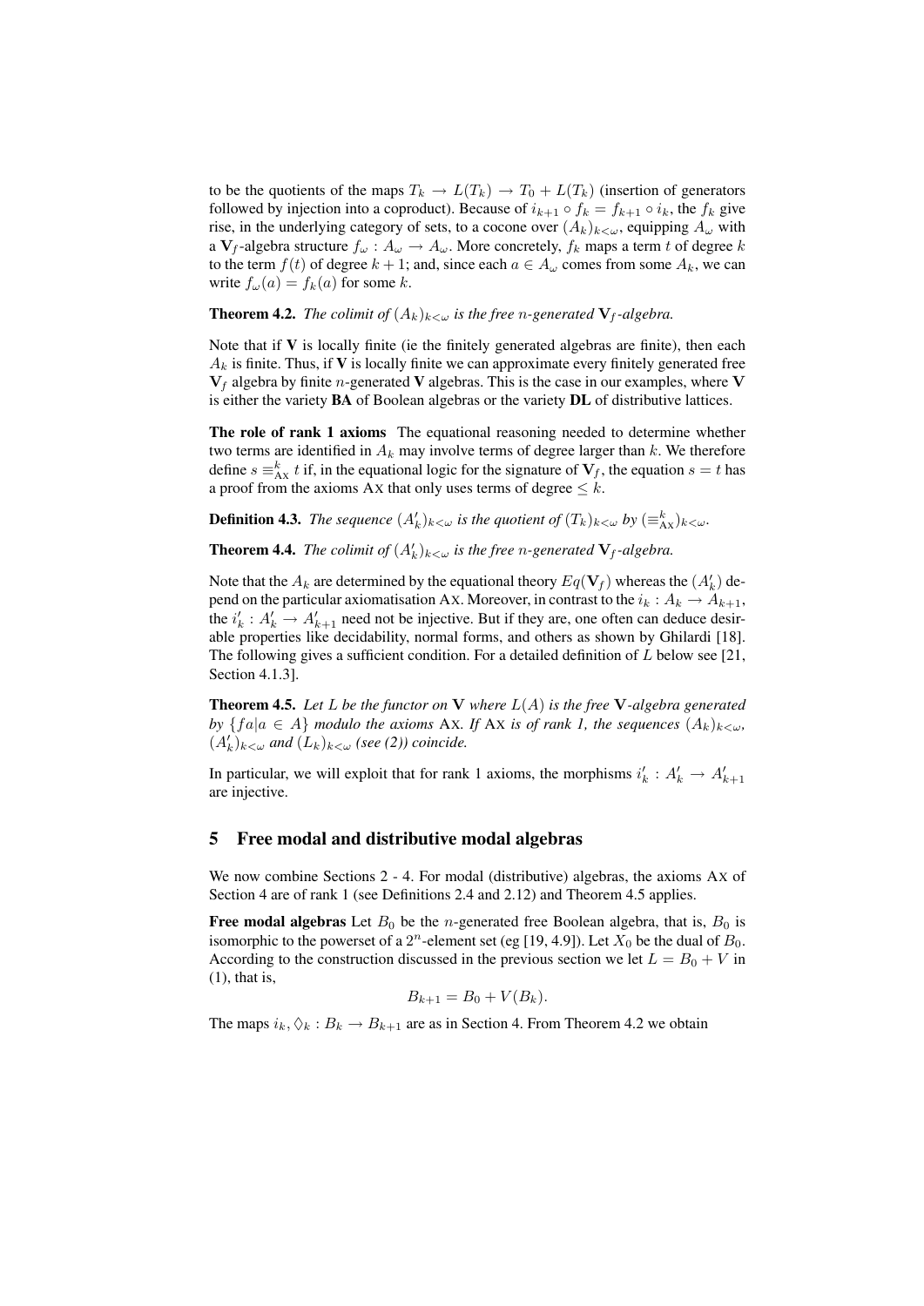to be the quotients of the maps $T_k \to L(T_k) \to T_0 + L(T_k)$ (insertion of generators followed by injection into a coproduct). Because of $i_{k+1} \circ f_k = f_{k+1} \circ i_k$, the $f_k$ give rise, in the underlying category of sets, to a cocone over $(A_k)_{k<\omega}$, equipping $A_\omega$ with a $\mathbf{V}_f$-algebra structure $f_\omega : A_\omega \to A_\omega$. More concretely, $f_k$ maps a term $t$ of degree $k$ to the term $f(t)$ of degree $k+1$; and, since each $a \in A_\omega$ comes from some $A_k$, we can write $f_\omega(a) = f_k(a)$ for some $k$.

**Theorem 4.2.** *The colimit of $(A_k)_{k<\omega}$ is the free $n$-generated $\mathbf{V}_f$-algebra.*

Note that if $\mathbf{V}$ is locally finite (ie the finitely generated algebras are finite), then each $A_k$ is finite. Thus, if $\mathbf{V}$ is locally finite we can approximate every finitely generated free $\mathbf{V}_f$ algebra by finite $n$-generated $\mathbf{V}$ algebras. This is the case in our examples, where $\mathbf{V}$ is either the variety **BA** of Boolean algebras or the variety **DL** of distributive lattices.

**The role of rank 1 axioms** The equational reasoning needed to determine whether two terms are identified in $A_k$ may involve terms of degree larger than $k$. We therefore define $s \equiv^k_{\mathrm{AX}} t$ if, in the equational logic for the signature of $\mathbf{V}_f$, the equation $s = t$ has a proof from the axioms AX that only uses terms of degree $\leq k$.

**Definition 4.3.** *The sequence $(A'_k)_{k<\omega}$ is the quotient of $(T_k)_{k<\omega}$ by $(\equiv^k_{\mathrm{AX}})_{k<\omega}$.*

**Theorem 4.4.** *The colimit of $(A'_k)_{k<\omega}$ is the free $n$-generated $\mathbf{V}_f$-algebra.*

Note that the $A_k$ are determined by the equational theory $Eq(\mathbf{V}_f)$ whereas the $(A'_k)$ depend on the particular axiomatisation AX. Moreover, in contrast to the $i_k : A_k \to A_{k+1}$, the $i'_k : A'_k \to A'_{k+1}$ need not be injective. But if they are, one often can deduce desirable properties like decidability, normal forms, and others as shown by Ghilardi [18]. The following gives a sufficient condition. For a detailed definition of $L$ below see [21, Section 4.1.3].

**Theorem 4.5.** *Let $L$ be the functor on $\mathbf{V}$ where $L(A)$ is the free $\mathbf{V}$-algebra generated by $\{fa | a \in A\}$ modulo the axioms AX. If AX is of rank 1, the sequences $(A_k)_{k<\omega}$, $(A'_k)_{k<\omega}$ and $(L_k)_{k<\omega}$ (see (2)) coincide.*

In particular, we will exploit that for rank 1 axioms, the morphisms $i'_k : A'_k \to A'_{k+1}$ are injective.

## 5 Free modal and distributive modal algebras

We now combine Sections 2 - 4. For modal (distributive) algebras, the axioms AX of Section 4 are of rank 1 (see Definitions 2.4 and 2.12) and Theorem 4.5 applies.

**Free modal algebras** Let $B_0$ be the $n$-generated free Boolean algebra, that is, $B_0$ is isomorphic to the powerset of a $2^n$-element set (eg [19, 4.9]). Let $X_0$ be the dual of $B_0$. According to the construction discussed in the previous section we let $L = B_0 + V$ in (1), that is,

$$B_{k+1} = B_0 + V(B_k).$$

The maps $i_k, \Diamond_k : B_k \to B_{k+1}$ are as in Section 4. From Theorem 4.2 we obtain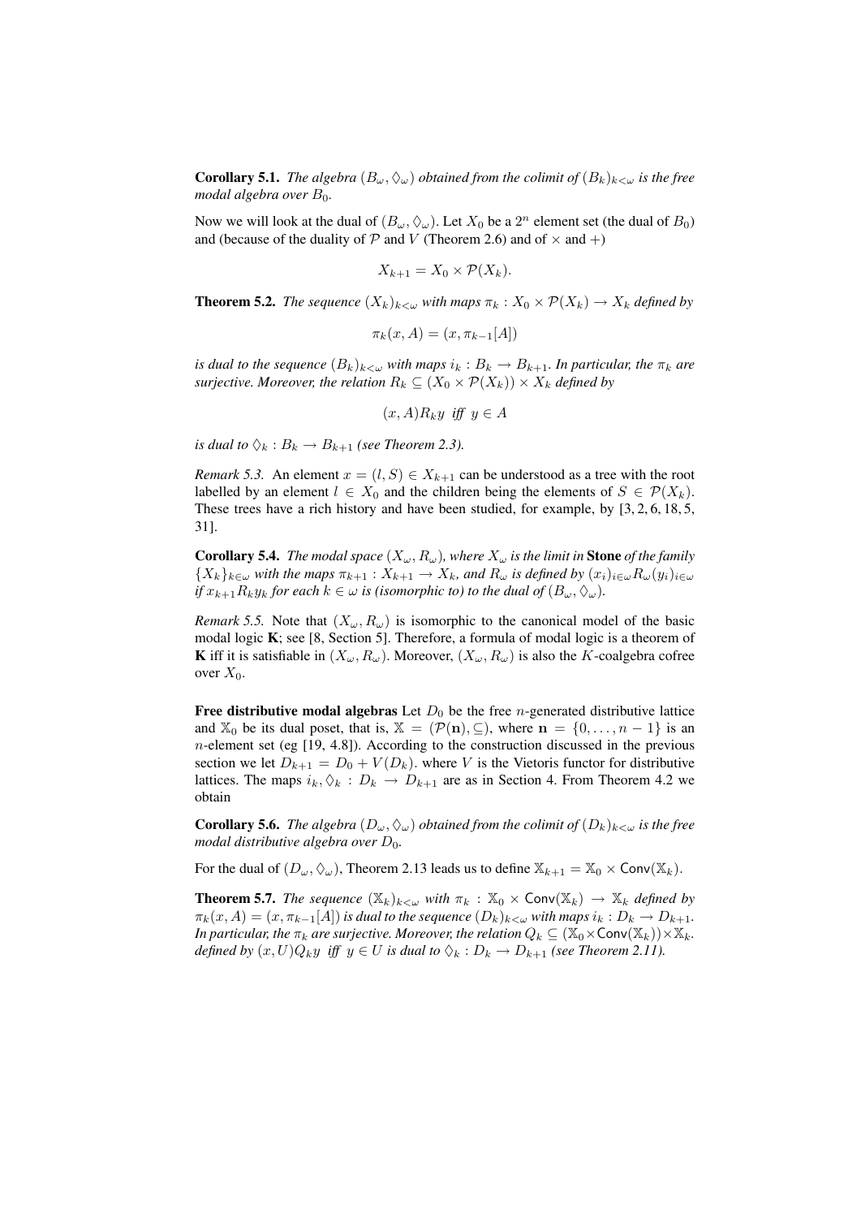**Corollary 5.1.** *The algebra $(B_\omega, \Diamond_\omega)$ obtained from the colimit of $(B_k)_{k<\omega}$ is the free modal algebra over $B_0$.*

Now we will look at the dual of $(B_\omega, \Diamond_\omega)$. Let $X_0$ be a $2^n$ element set (the dual of $B_0$) and (because of the duality of $\mathcal{P}$ and $V$ (Theorem 2.6) and of $\times$ and $+$)

$$X_{k+1} = X_0 \times \mathcal{P}(X_k).$$

**Theorem 5.2.** *The sequence $(X_k)_{k<\omega}$ with maps $\pi_k : X_0 \times \mathcal{P}(X_k) \to X_k$ defined by*

$$\pi_k(x, A) = (x, \pi_{k-1}[A])$$

*is dual to the sequence $(B_k)_{k<\omega}$ with maps $i_k : B_k \to B_{k+1}$. In particular, the $\pi_k$ are surjective. Moreover, the relation $R_k \subseteq (X_0 \times \mathcal{P}(X_k)) \times X_k$ defined by*

$$(x, A) R_k y \ \textit{ iff } \ y \in A$$

*is dual to $\Diamond_k : B_k \to B_{k+1}$ (see Theorem 2.3).*

*Remark 5.3.* An element $x = (l, S) \in X_{k+1}$ can be understood as a tree with the root labelled by an element $l \in X_0$ and the children being the elements of $S \in \mathcal{P}(X_k)$. These trees have a rich history and have been studied, for example, by [3, 2, 6, 18, 5, 31].

**Corollary 5.4.** *The modal space $(X_\omega, R_\omega)$, where $X_\omega$ is the limit in* **Stone** *of the family $\{X_k\}_{k\in\omega}$ with the maps $\pi_{k+1} : X_{k+1} \to X_k$, and $R_\omega$ is defined by $(x_i)_{i\in\omega} R_\omega (y_i)_{i\in\omega}$ if $x_{k+1} R_k y_k$ for each $k \in \omega$ is (isomorphic to) to the dual of $(B_\omega, \Diamond_\omega)$.*

*Remark 5.5.* Note that $(X_\omega, R_\omega)$ is isomorphic to the canonical model of the basic modal logic **K**; see [8, Section 5]. Therefore, a formula of modal logic is a theorem of **K** iff it is satisfiable in $(X_\omega, R_\omega)$. Moreover, $(X_\omega, R_\omega)$ is also the $K$-coalgebra cofree over $X_0$.

**Free distributive modal algebras** Let $D_0$ be the free $n$-generated distributive lattice and $\mathbb{X}_0$ be its dual poset, that is, $\mathbb{X} = (\mathcal{P}(\mathbf{n}), \subseteq)$, where $\mathbf{n} = \{0, \ldots, n-1\}$ is an $n$-element set (eg [19, 4.8]). According to the construction discussed in the previous section we let $D_{k+1} = D_0 + V(D_k)$. where $V$ is the Vietoris functor for distributive lattices. The maps $i_k, \Diamond_k : D_k \to D_{k+1}$ are as in Section 4. From Theorem 4.2 we obtain

**Corollary 5.6.** *The algebra $(D_\omega, \Diamond_\omega)$ obtained from the colimit of $(D_k)_{k<\omega}$ is the free modal distributive algebra over $D_0$.*

For the dual of $(D_\omega, \Diamond_\omega)$, Theorem 2.13 leads us to define $\mathbb{X}_{k+1} = \mathbb{X}_0 \times \mathsf{Conv}(\mathbb{X}_k)$.

**Theorem 5.7.** *The sequence $(\mathbb{X}_k)_{k<\omega}$ with $\pi_k : \mathbb{X}_0 \times \mathsf{Conv}(\mathbb{X}_k) \to \mathbb{X}_k$ defined by $\pi_k(x, A) = (x, \pi_{k-1}[A])$ is dual to the sequence $(D_k)_{k<\omega}$ with maps $i_k : D_k \to D_{k+1}$. In particular, the $\pi_k$ are surjective. Moreover, the relation $Q_k \subseteq (\mathbb{X}_0 \times \mathsf{Conv}(\mathbb{X}_k)) \times \mathbb{X}_k$. defined by $(x, U) Q_k y$ iff $y \in U$ is dual to $\Diamond_k : D_k \to D_{k+1}$ (see Theorem 2.11).*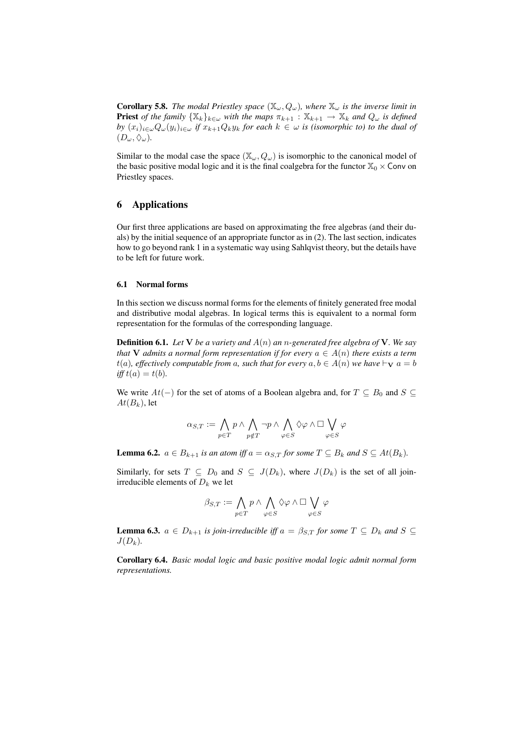**Corollary 5.8.** *The modal Priestley space $(\mathbb{X}_\omega, Q_\omega)$, where $\mathbb{X}_\omega$ is the inverse limit in* **Priest** *of the family $\{\mathbb{X}_k\}_{k\in\omega}$ with the maps $\pi_{k+1} : \mathbb{X}_{k+1} \to \mathbb{X}_k$ and $Q_\omega$ is defined by $(x_i)_{i\in\omega} Q_\omega (y_i)_{i\in\omega}$ if $x_{k+1} Q_k y_k$ for each $k \in \omega$ is (isomorphic to) to the dual of $(D_\omega, \Diamond_\omega)$.*

Similar to the modal case the space $(\mathbb{X}_\omega, Q_\omega)$ is isomorphic to the canonical model of the basic positive modal logic and it is the final coalgebra for the functor $\mathbb{X}_0 \times \mathsf{Conv}$ on Priestley spaces.

## 6 Applications

Our first three applications are based on approximating the free algebras (and their duals) by the initial sequence of an appropriate functor as in (2). The last section, indicates how to go beyond rank 1 in a systematic way using Sahlqvist theory, but the details have to be left for future work.

### 6.1 Normal forms

In this section we discuss normal forms for the elements of finitely generated free modal and distributive modal algebras. In logical terms this is equivalent to a normal form representation for the formulas of the corresponding language.

**Definition 6.1.** *Let $\mathbf{V}$ be a variety and $A(n)$ an $n$-generated free algebra of $\mathbf{V}$. We say that $\mathbf{V}$ admits a normal form representation if for every $a \in A(n)$ there exists a term $t(a)$, effectively computable from $a$, such that for every $a, b \in A(n)$ we have $\vdash_{\mathbf{V}} a = b$ iff $t(a) = t(b)$.*

We write $At(-)$ for the set of atoms of a Boolean algebra and, for $T \subseteq B_0$ and $S \subseteq At(B_k)$, let

$$\alpha_{S,T} := \bigwedge_{p\in T} p \wedge \bigwedge_{p\notin T} \neg p \wedge \bigwedge_{\varphi\in S} \Diamond\varphi \wedge \Box \bigvee_{\varphi\in S} \varphi$$

**Lemma 6.2.** *$a \in B_{k+1}$ is an atom iff $a = \alpha_{S,T}$ for some $T \subseteq B_k$ and $S \subseteq At(B_k)$.*

Similarly, for sets $T \subseteq D_0$ and $S \subseteq J(D_k)$, where $J(D_k)$ is the set of all join-irreducible elements of $D_k$ we let

$$\beta_{S,T} := \bigwedge_{p\in T} p \wedge \bigwedge_{\varphi\in S} \Diamond\varphi \wedge \Box \bigvee_{\varphi\in S} \varphi$$

**Lemma 6.3.** *$a \in D_{k+1}$ is join-irreducible iff $a = \beta_{S,T}$ for some $T \subseteq D_k$ and $S \subseteq J(D_k)$.*

**Corollary 6.4.** *Basic modal logic and basic positive modal logic admit normal form representations.*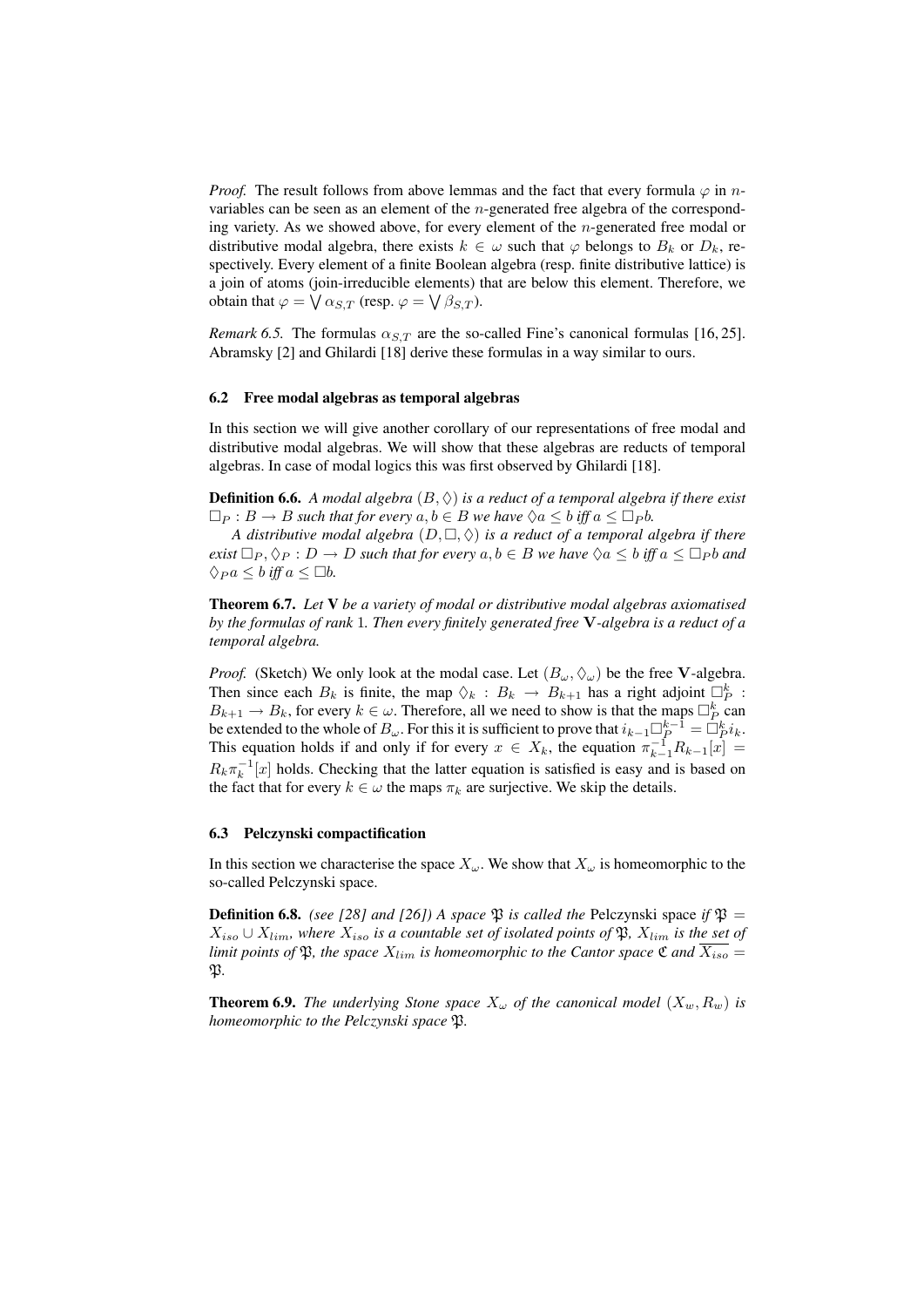*Proof.* The result follows from above lemmas and the fact that every formula $\varphi$ in $n$-variables can be seen as an element of the $n$-generated free algebra of the corresponding variety. As we showed above, for every element of the $n$-generated free modal or distributive modal algebra, there exists $k \in \omega$ such that $\varphi$ belongs to $B_k$ or $D_k$, respectively. Every element of a finite Boolean algebra (resp. finite distributive lattice) is a join of atoms (join-irreducible elements) that are below this element. Therefore, we obtain that $\varphi = \bigvee \alpha_{S,T}$ (resp. $\varphi = \bigvee \beta_{S,T}$).

*Remark 6.5.* The formulas $\alpha_{S,T}$ are the so-called Fine's canonical formulas [16, 25]. Abramsky [2] and Ghilardi [18] derive these formulas in a way similar to ours.

### 6.2 Free modal algebras as temporal algebras

In this section we will give another corollary of our representations of free modal and distributive modal algebras. We will show that these algebras are reducts of temporal algebras. In case of modal logics this was first observed by Ghilardi [18].

**Definition 6.6.** *A modal algebra $(B, \Diamond)$ is a reduct of a temporal algebra if there exist $\Box_P : B \to B$ such that for every $a, b \in B$ we have $\Diamond a \leq b$ iff $a \leq \Box_P b$.*

*A distributive modal algebra $(D, \Box, \Diamond)$ is a reduct of a temporal algebra if there exist $\Box_P, \Diamond_P : D \to D$ such that for every $a, b \in B$ we have $\Diamond a \leq b$ iff $a \leq \Box_P b$ and $\Diamond_P a \leq b$ iff $a \leq \Box b$.*

**Theorem 6.7.** *Let $\mathbf{V}$ be a variety of modal or distributive modal algebras axiomatised by the formulas of rank 1. Then every finitely generated free $\mathbf{V}$-algebra is a reduct of a temporal algebra.*

*Proof.* (Sketch) We only look at the modal case. Let $(B_\omega, \Diamond_\omega)$ be the free $\mathbf{V}$-algebra. Then since each $B_k$ is finite, the map $\Diamond_k : B_k \to B_{k+1}$ has a right adjoint $\Box_P^k : B_{k+1} \to B_k$, for every $k \in \omega$. Therefore, all we need to show is that the maps $\Box_P^k$ can be extended to the whole of $B_\omega$. For this it is sufficient to prove that $i_{k-1}\Box_P^{k-1} = \Box_P^k i_k$. This equation holds if and only if for every $x \in X_k$, the equation $\pi_{k-1}^{-1} R_{k-1}[x] = R_k \pi_k^{-1}[x]$ holds. Checking that the latter equation is satisfied is easy and is based on the fact that for every $k \in \omega$ the maps $\pi_k$ are surjective. We skip the details.

### 6.3 Pelczynski compactification

In this section we characterise the space $X_\omega$. We show that $X_\omega$ is homeomorphic to the so-called Pelczynski space.

**Definition 6.8.** *(see [28] and [26]) A space $\mathfrak{P}$ is called the* Pelczynski space *if $\mathfrak{P} = X_{iso} \cup X_{lim}$, where $X_{iso}$ is a countable set of isolated points of $\mathfrak{P}$, $X_{lim}$ is the set of limit points of $\mathfrak{P}$, the space $X_{lim}$ is homeomorphic to the Cantor space $\mathfrak{C}$ and $\overline{X_{iso}} = \mathfrak{P}$.*

**Theorem 6.9.** *The underlying Stone space $X_\omega$ of the canonical model $(X_w, R_w)$ is homeomorphic to the Pelczynski space $\mathfrak{P}$.*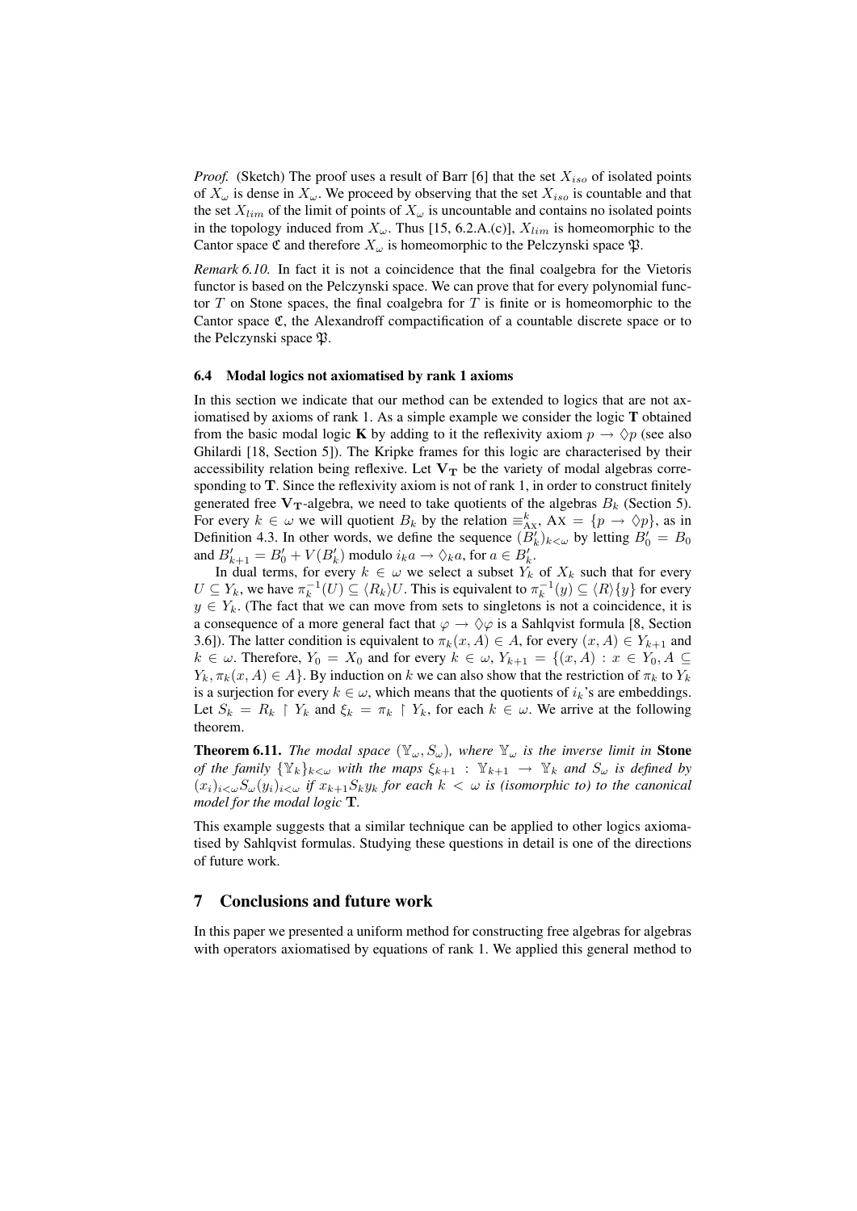*Proof.* (Sketch) The proof uses a result of Barr [6] that the set $X_{iso}$ of isolated points of $X_\omega$ is dense in $X_\omega$. We proceed by observing that the set $X_{iso}$ is countable and that the set $X_{lim}$ of the limit of points of $X_\omega$ is uncountable and contains no isolated points in the topology induced from $X_\omega$. Thus [15, 6.2.A.(c)], $X_{lim}$ is homeomorphic to the Cantor space $\mathfrak{C}$ and therefore $X_\omega$ is homeomorphic to the Pelczynski space $\mathfrak{P}$.

*Remark 6.10.* In fact it is not a coincidence that the final coalgebra for the Vietoris functor is based on the Pelczynski space. We can prove that for every polynomial functor $T$ on Stone spaces, the final coalgebra for $T$ is finite or is homeomorphic to the Cantor space $\mathfrak{C}$, the Alexandroff compactification of a countable discrete space or to the Pelczynski space $\mathfrak{P}$.

### 6.4 Modal logics not axiomatised by rank 1 axioms

In this section we indicate that our method can be extended to logics that are not axiomatised by axioms of rank 1. As a simple example we consider the logic $\mathbf{T}$ obtained from the basic modal logic $\mathbf{K}$ by adding to it the reflexivity axiom $p \to \Diamond p$ (see also Ghilardi [18, Section 5]). The Kripke frames for this logic are characterised by their accessibility relation being reflexive. Let $\mathbf{V_T}$ be the variety of modal algebras corresponding to $\mathbf{T}$. Since the reflexivity axiom is not of rank 1, in order to construct finitely generated free $\mathbf{V_T}$-algebra, we need to take quotients of the algebras $B_k$ (Section 5). For every $k \in \omega$ we will quotient $B_k$ by the relation $\equiv^k_{\mathrm{AX}}$, $\mathrm{AX} = \{p \to \Diamond p\}$, as in Definition 4.3. In other words, we define the sequence $(B'_k)_{k<\omega}$ by letting $B'_0 = B_0$ and $B'_{k+1} = B'_0 + V(B'_k)$ modulo $i_k a \to \Diamond_k a$, for $a \in B'_k$.

In dual terms, for every $k \in \omega$ we select a subset $Y_k$ of $X_k$ such that for every $U \subseteq Y_k$, we have $\pi_k^{-1}(U) \subseteq \langle R_k \rangle U$. This is equivalent to $\pi_k^{-1}(y) \subseteq \langle R \rangle \{y\}$ for every $y \in Y_k$. (The fact that we can move from sets to singletons is not a coincidence, it is a consequence of a more general fact that $\varphi \to \Diamond \varphi$ is a Sahlqvist formula [8, Section 3.6]). The latter condition is equivalent to $\pi_k(x, A) \in A$, for every $(x, A) \in Y_{k+1}$ and $k \in \omega$. Therefore, $Y_0 = X_0$ and for every $k \in \omega$, $Y_{k+1} = \{(x, A) : x \in Y_0, A \subseteq Y_k, \pi_k(x, A) \in A\}$. By induction on $k$ we can also show that the restriction of $\pi_k$ to $Y_k$ is a surjection for every $k \in \omega$, which means that the quotients of $i_k$'s are embeddings. Let $S_k = R_k \restriction Y_k$ and $\xi_k = \pi_k \restriction Y_k$, for each $k \in \omega$. We arrive at the following theorem.

**Theorem 6.11.** *The modal space $(\mathbb{Y}_\omega, S_\omega)$, where $\mathbb{Y}_\omega$ is the inverse limit in* **Stone** *of the family $\{\mathbb{Y}_k\}_{k<\omega}$ with the maps $\xi_{k+1} : \mathbb{Y}_{k+1} \to \mathbb{Y}_k$ and $S_\omega$ is defined by $(x_i)_{i<\omega} S_\omega (y_i)_{i<\omega}$ if $x_{k+1} S_k y_k$ for each $k < \omega$ is (isomorphic to) to the canonical model for the modal logic* $\mathbf{T}$.

This example suggests that a similar technique can be applied to other logics axiomatised by Sahlqvist formulas. Studying these questions in detail is one of the directions of future work.

## 7 Conclusions and future work

In this paper we presented a uniform method for constructing free algebras for algebras with operators axiomatised by equations of rank 1. We applied this general method to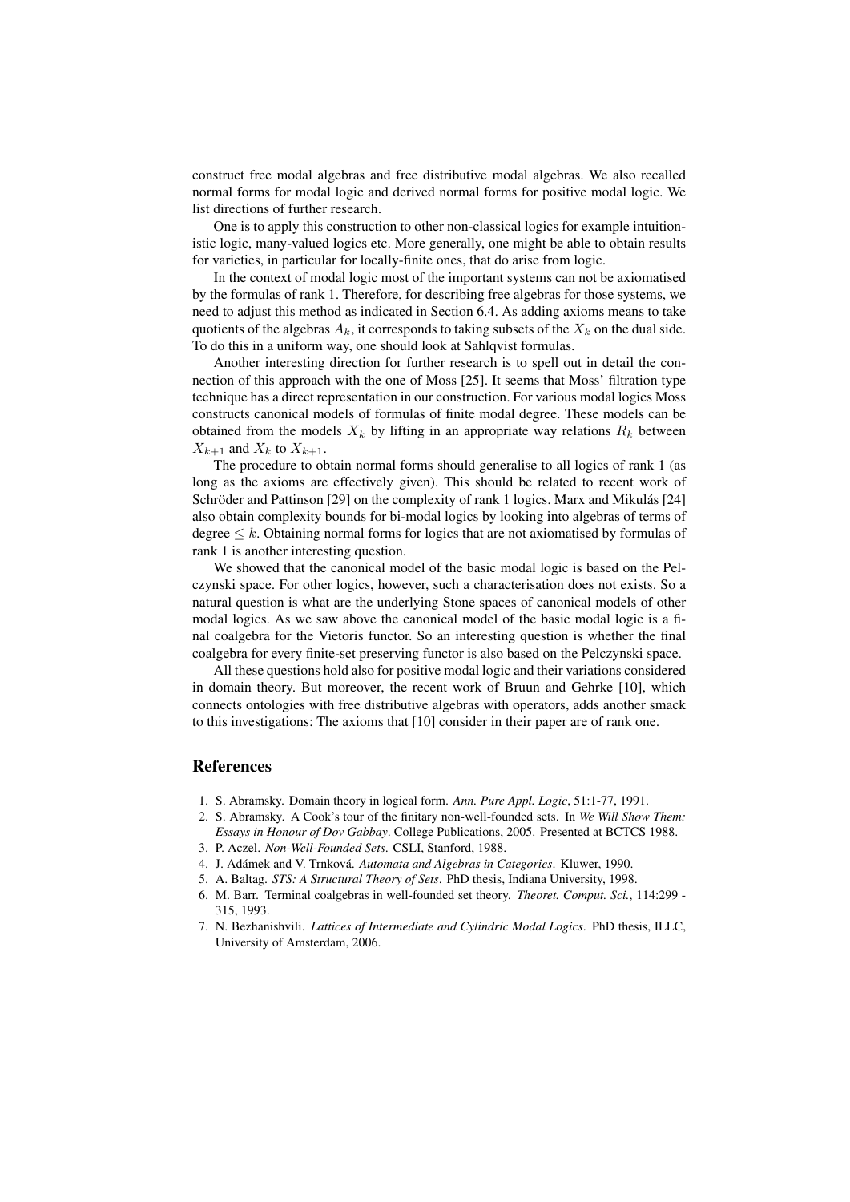construct free modal algebras and free distributive modal algebras. We also recalled normal forms for modal logic and derived normal forms for positive modal logic. We list directions of further research.

One is to apply this construction to other non-classical logics for example intuitionistic logic, many-valued logics etc. More generally, one might be able to obtain results for varieties, in particular for locally-finite ones, that do arise from logic.

In the context of modal logic most of the important systems can not be axiomatised by the formulas of rank 1. Therefore, for describing free algebras for those systems, we need to adjust this method as indicated in Section 6.4. As adding axioms means to take quotients of the algebras $A_k$, it corresponds to taking subsets of the $X_k$ on the dual side. To do this in a uniform way, one should look at Sahlqvist formulas.

Another interesting direction for further research is to spell out in detail the connection of this approach with the one of Moss [25]. It seems that Moss' filtration type technique has a direct representation in our construction. For various modal logics Moss constructs canonical models of formulas of finite modal degree. These models can be obtained from the models $X_k$ by lifting in an appropriate way relations $R_k$ between $X_{k+1}$ and $X_k$ to $X_{k+1}$.

The procedure to obtain normal forms should generalise to all logics of rank 1 (as long as the axioms are effectively given). This should be related to recent work of Schröder and Pattinson [29] on the complexity of rank 1 logics. Marx and Mikulás [24] also obtain complexity bounds for bi-modal logics by looking into algebras of terms of degree $\leq k$. Obtaining normal forms for logics that are not axiomatised by formulas of rank 1 is another interesting question.

We showed that the canonical model of the basic modal logic is based on the Pelczynski space. For other logics, however, such a characterisation does not exists. So a natural question is what are the underlying Stone spaces of canonical models of other modal logics. As we saw above the canonical model of the basic modal logic is a final coalgebra for the Vietoris functor. So an interesting question is whether the final coalgebra for every finite-set preserving functor is also based on the Pelczynski space.

All these questions hold also for positive modal logic and their variations considered in domain theory. But moreover, the recent work of Bruun and Gehrke [10], which connects ontologies with free distributive algebras with operators, adds another smack to this investigations: The axioms that [10] consider in their paper are of rank one.

## References

1. S. Abramsky. Domain theory in logical form. *Ann. Pure Appl. Logic*, 51:1-77, 1991.
2. S. Abramsky. A Cook's tour of the finitary non-well-founded sets. In *We Will Show Them: Essays in Honour of Dov Gabbay*. College Publications, 2005. Presented at BCTCS 1988.
3. P. Aczel. *Non-Well-Founded Sets*. CSLI, Stanford, 1988.
4. J. Adámek and V. Trnková. *Automata and Algebras in Categories*. Kluwer, 1990.
5. A. Baltag. *STS: A Structural Theory of Sets*. PhD thesis, Indiana University, 1998.
6. M. Barr. Terminal coalgebras in well-founded set theory. *Theoret. Comput. Sci.*, 114:299 - 315, 1993.
7. N. Bezhanishvili. *Lattices of Intermediate and Cylindric Modal Logics*. PhD thesis, ILLC, University of Amsterdam, 2006.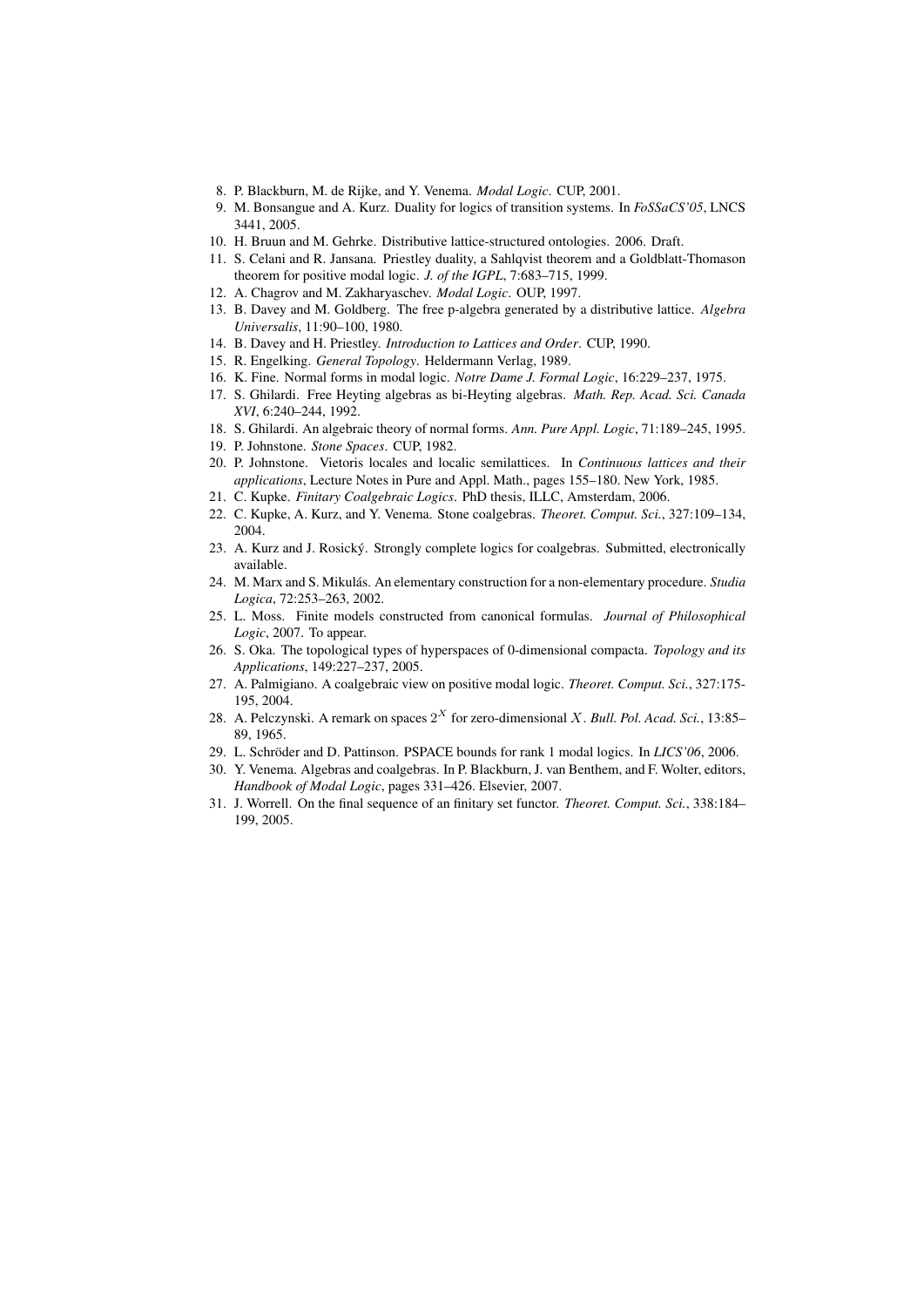8. P. Blackburn, M. de Rijke, and Y. Venema. *Modal Logic*. CUP, 2001.
9. M. Bonsangue and A. Kurz. Duality for logics of transition systems. In *FoSSaCS'05*, LNCS 3441, 2005.
10. H. Bruun and M. Gehrke. Distributive lattice-structured ontologies. 2006. Draft.
11. S. Celani and R. Jansana. Priestley duality, a Sahlqvist theorem and a Goldblatt-Thomason theorem for positive modal logic. *J. of the IGPL*, 7:683–715, 1999.
12. A. Chagrov and M. Zakharyaschev. *Modal Logic*. OUP, 1997.
13. B. Davey and M. Goldberg. The free p-algebra generated by a distributive lattice. *Algebra Universalis*, 11:90–100, 1980.
14. B. Davey and H. Priestley. *Introduction to Lattices and Order*. CUP, 1990.
15. R. Engelking. *General Topology*. Heldermann Verlag, 1989.
16. K. Fine. Normal forms in modal logic. *Notre Dame J. Formal Logic*, 16:229–237, 1975.
17. S. Ghilardi. Free Heyting algebras as bi-Heyting algebras. *Math. Rep. Acad. Sci. Canada XVI*, 6:240–244, 1992.
18. S. Ghilardi. An algebraic theory of normal forms. *Ann. Pure Appl. Logic*, 71:189–245, 1995.
19. P. Johnstone. *Stone Spaces*. CUP, 1982.
20. P. Johnstone. Vietoris locales and localic semilattices. In *Continuous lattices and their applications*, Lecture Notes in Pure and Appl. Math., pages 155–180. New York, 1985.
21. C. Kupke. *Finitary Coalgebraic Logics*. PhD thesis, ILLC, Amsterdam, 2006.
22. C. Kupke, A. Kurz, and Y. Venema. Stone coalgebras. *Theoret. Comput. Sci.*, 327:109–134, 2004.
23. A. Kurz and J. Rosický. Strongly complete logics for coalgebras. Submitted, electronically available.
24. M. Marx and S. Mikulás. An elementary construction for a non-elementary procedure. *Studia Logica*, 72:253–263, 2002.
25. L. Moss. Finite models constructed from canonical formulas. *Journal of Philosophical Logic*, 2007. To appear.
26. S. Oka. The topological types of hyperspaces of 0-dimensional compacta. *Topology and its Applications*, 149:227–237, 2005.
27. A. Palmigiano. A coalgebraic view on positive modal logic. *Theoret. Comput. Sci.*, 327:175-195, 2004.
28. A. Pelczynski. A remark on spaces $2^X$ for zero-dimensional $X$. *Bull. Pol. Acad. Sci.*, 13:85–89, 1965.
29. L. Schröder and D. Pattinson. PSPACE bounds for rank 1 modal logics. In *LICS'06*, 2006.
30. Y. Venema. Algebras and coalgebras. In P. Blackburn, J. van Benthem, and F. Wolter, editors, *Handbook of Modal Logic*, pages 331–426. Elsevier, 2007.
31. J. Worrell. On the final sequence of an finitary set functor. *Theoret. Comput. Sci.*, 338:184–199, 2005.